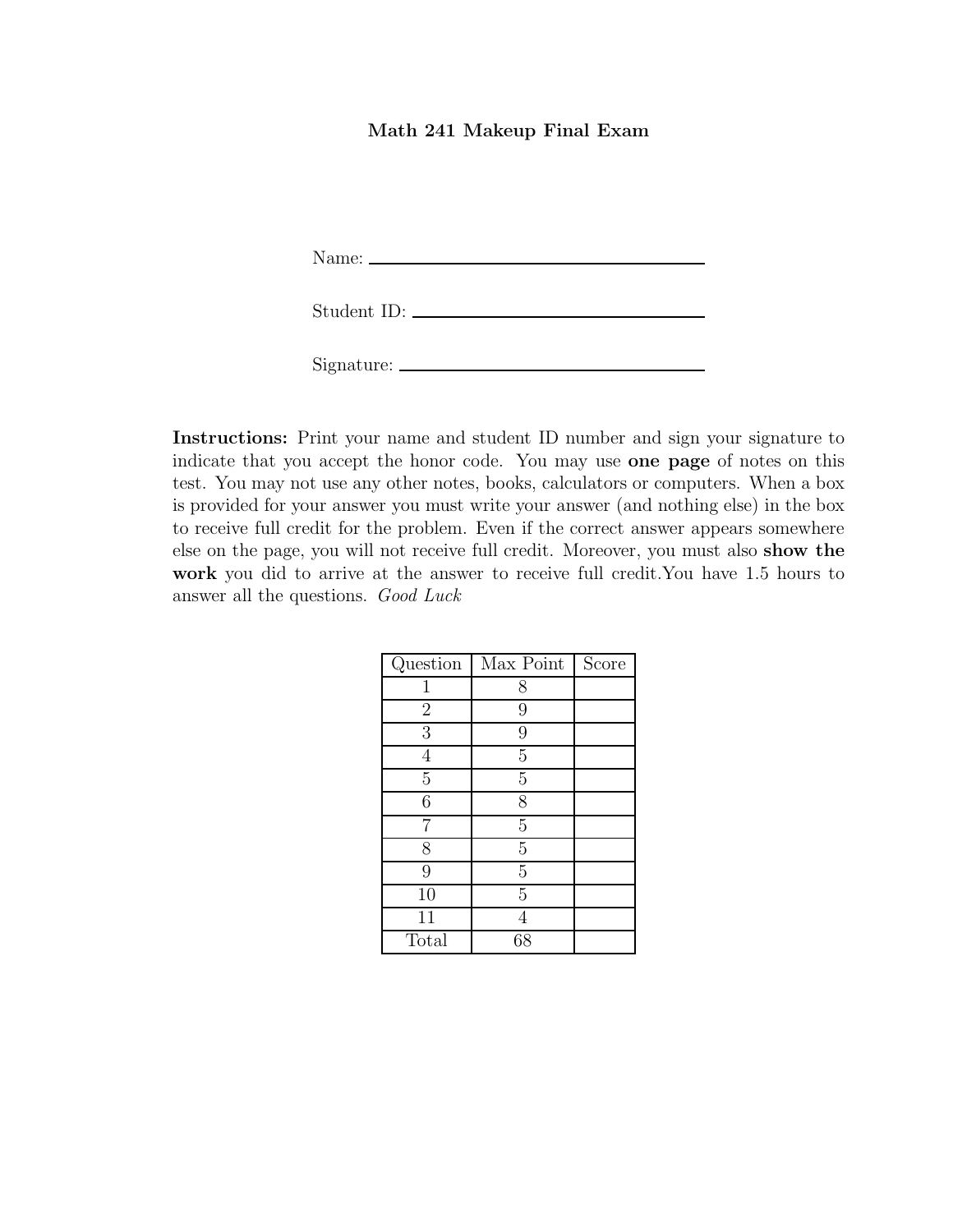# Math 241 Makeup Final Exam

Name: ______________________________

Student ID: ______________________________

Signature: ______________________________

**Instructions:** Print your name and student ID number and sign your signature to indicate that you accept the honor code. You may use **one page** of notes on this test. You may not use any other notes, books, calculators or computers. When a box is provided for your answer you must write your answer (and nothing else) in the box to receive full credit for the problem. Even if the correct answer appears somewhere else on the page, you will not receive full credit. Moreover, you must also **show the work** you did to arrive at the answer to receive full credit.You have 1.5 hours to answer all the questions. *Good Luck*

| Question | Max Point | Score |
|---|---|---|
| 1 | 8 | |
| 2 | 9 | |
| 3 | 9 | |
| 4 | 5 | |
| 5 | 5 | |
| 6 | 8 | |
| 7 | 5 | |
| 8 | 5 | |
| 9 | 5 | |
| 10 | 5 | |
| 11 | 4 | |
| Total | 68 | |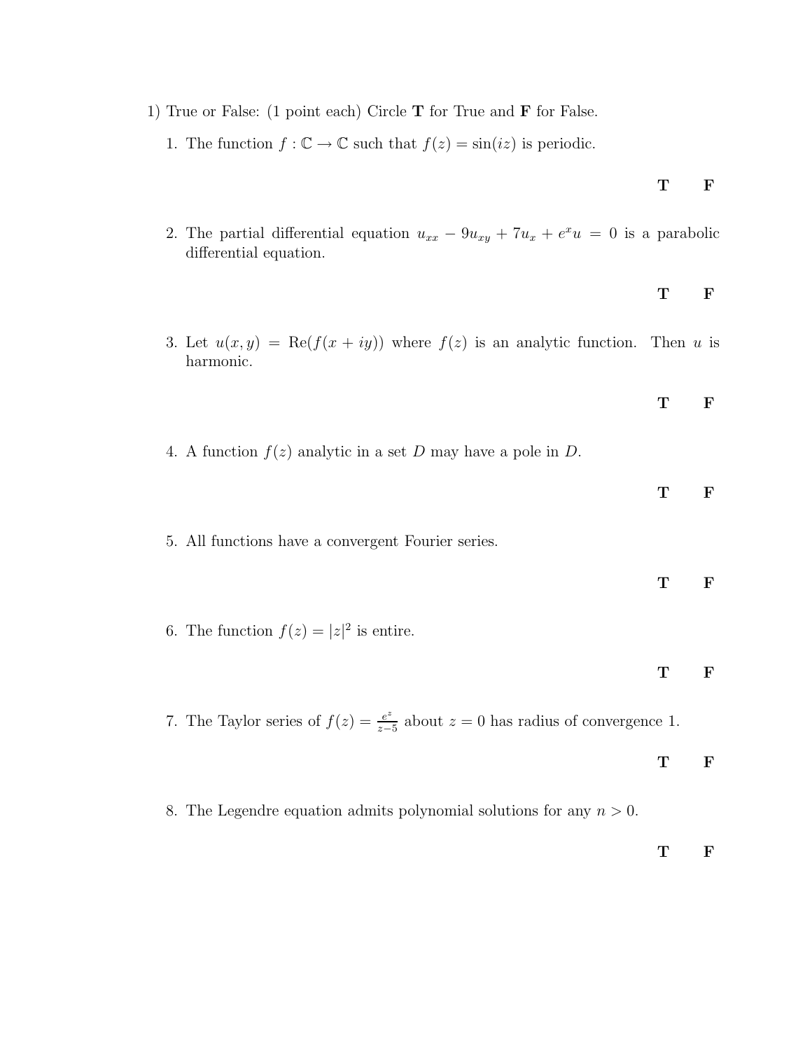1) True or False: (1 point each) Circle **T** for True and **F** for False.

1. The function $f : \mathbb{C} \to \mathbb{C}$ such that $f(z) = \sin(iz)$ is periodic.

   **T** **F**

2. The partial differential equation $u_{xx} - 9u_{xy} + 7u_x + e^x u = 0$ is a parabolic differential equation.

   **T** **F**

3. Let $u(x, y) = \text{Re}(f(x + iy))$ where $f(z)$ is an analytic function. Then $u$ is harmonic.

   **T** **F**

4. A function $f(z)$ analytic in a set $D$ may have a pole in $D$.

   **T** **F**

5. All functions have a convergent Fourier series.

   **T** **F**

6. The function $f(z) = |z|^2$ is entire.

   **T** **F**

7. The Taylor series of $f(z) = \frac{e^z}{z-5}$ about $z = 0$ has radius of convergence 1.

   **T** **F**

8. The Legendre equation admits polynomial solutions for any $n > 0$.

   **T** **F**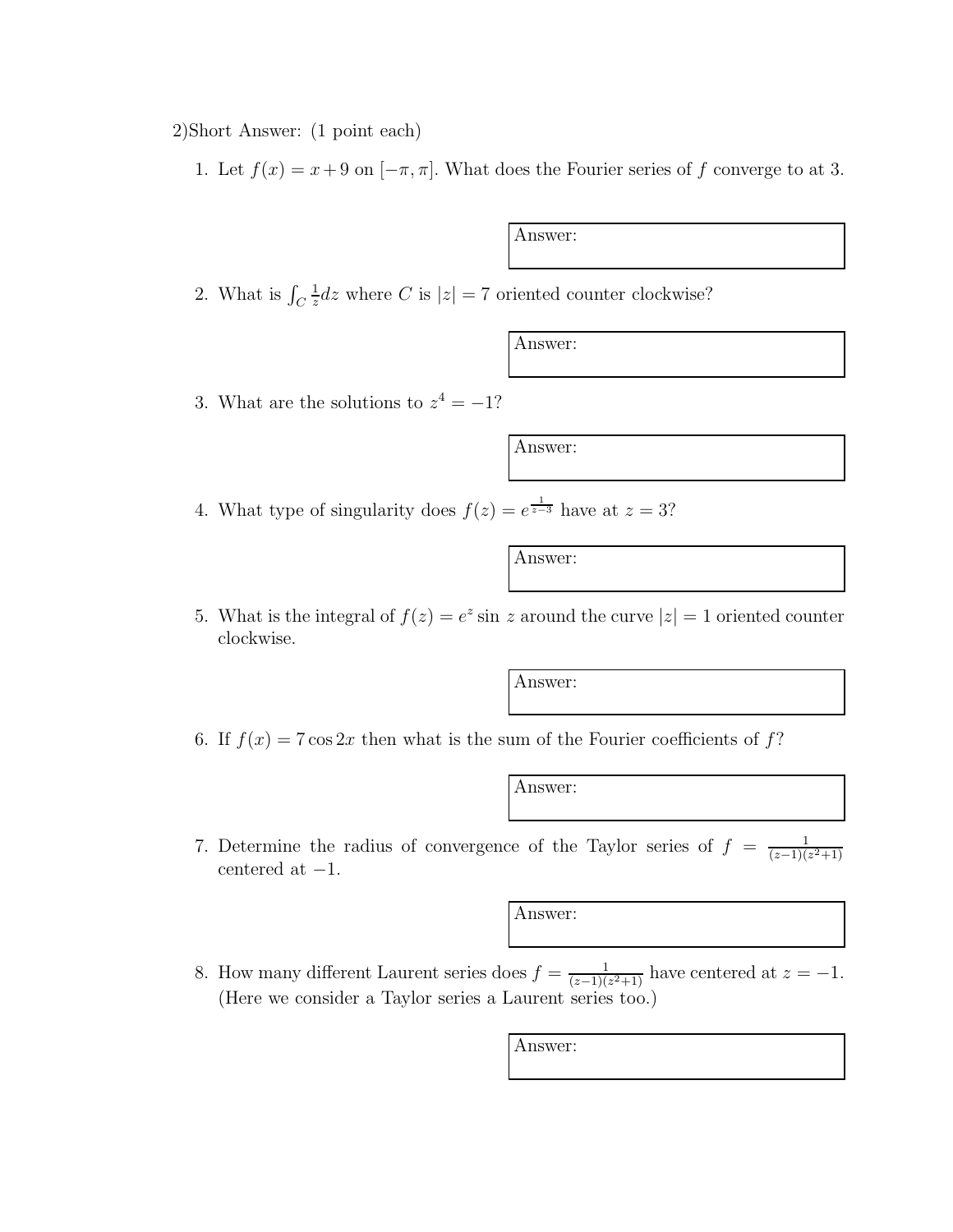2)Short Answer: (1 point each)

1. Let $f(x) = x + 9$ on $[-\pi, \pi]$. What does the Fourier series of $f$ converge to at 3.

   Answer:

2. What is $\int_C \frac{1}{z} dz$ where $C$ is $|z| = 7$ oriented counter clockwise?

   Answer:

3. What are the solutions to $z^4 = -1$?

   Answer:

4. What type of singularity does $f(z) = e^{\frac{1}{z-3}}$ have at $z = 3$?

   Answer:

5. What is the integral of $f(z) = e^z \sin z$ around the curve $|z| = 1$ oriented counter clockwise.

   Answer:

6. If $f(x) = 7 \cos 2x$ then what is the sum of the Fourier coefficients of $f$?

   Answer:

7. Determine the radius of convergence of the Taylor series of $f = \frac{1}{(z-1)(z^2+1)}$ centered at $-1$.

   Answer:

8. How many different Laurent series does $f = \frac{1}{(z-1)(z^2+1)}$ have centered at $z = -1$. (Here we consider a Taylor series a Laurent series too.)

   Answer: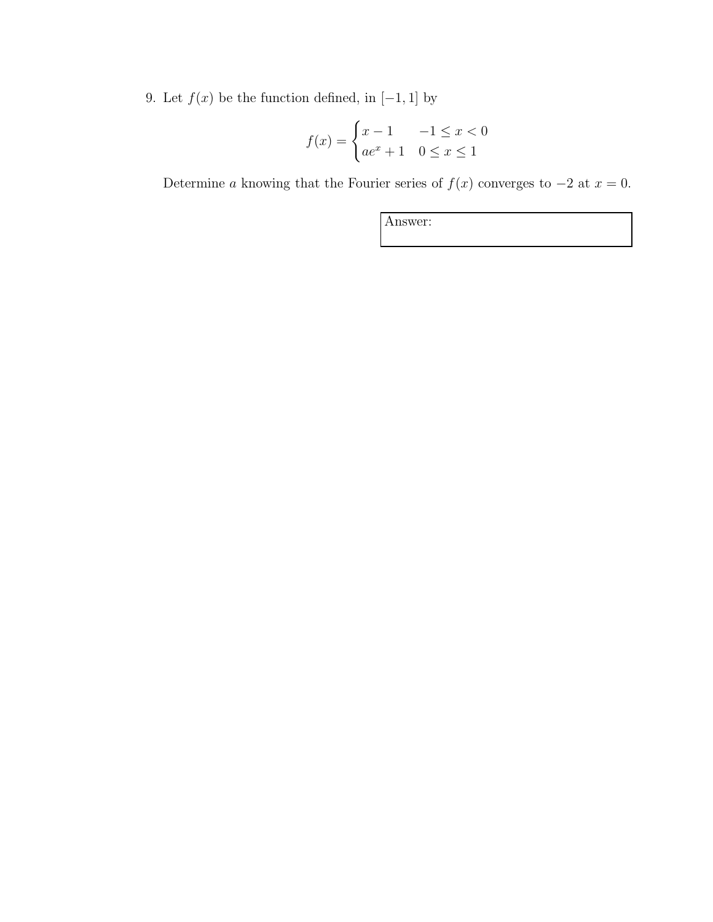9. Let $f(x)$ be the function defined, in $[-1, 1]$ by

$$f(x) = \begin{cases} x - 1 & -1 \leq x < 0 \\ ae^x + 1 & 0 \leq x \leq 1 \end{cases}$$

Determine $a$ knowing that the Fourier series of $f(x)$ converges to $-2$ at $x = 0$.

| Answer: |
|---|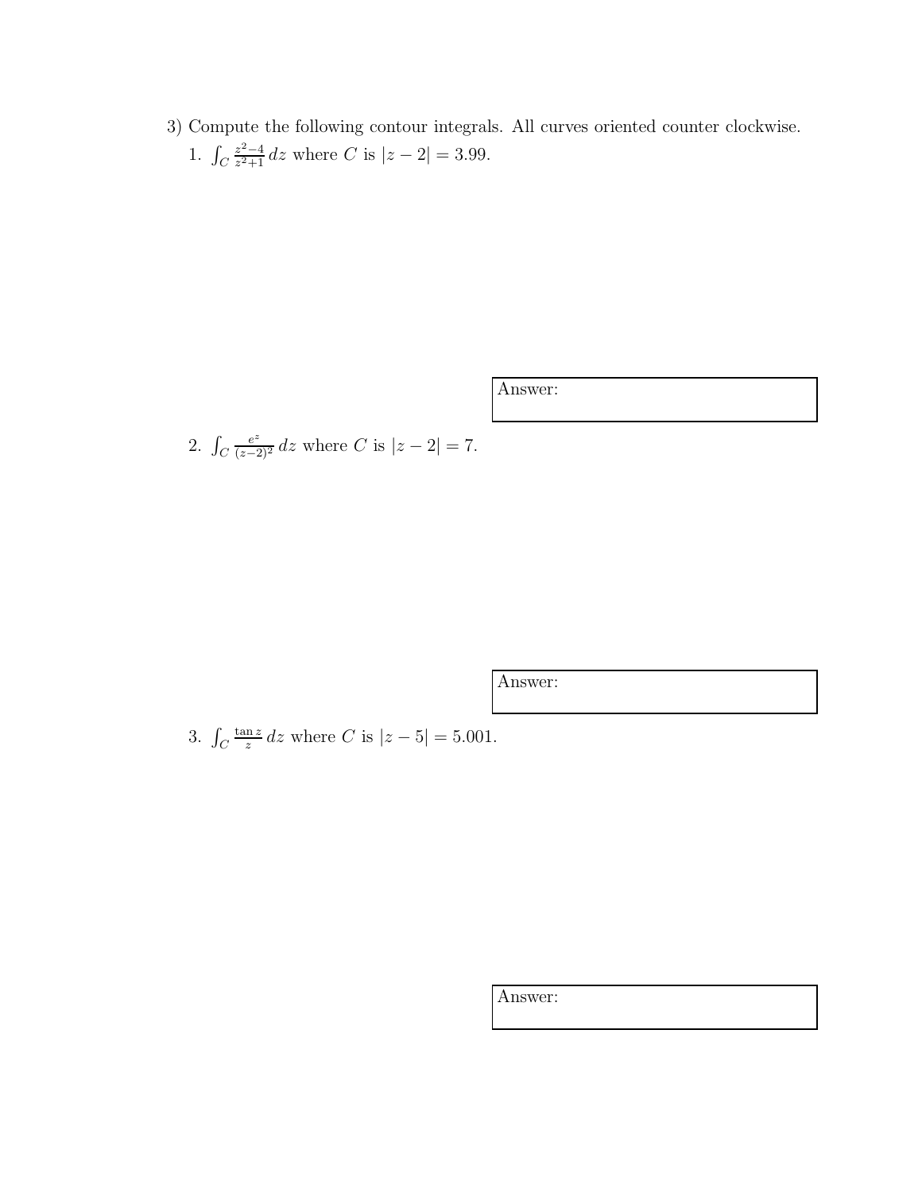3) Compute the following contour integrals. All curves oriented counter clockwise.

1. $\int_C \frac{z^2-4}{z^2+1}\, dz$ where $C$ is $|z-2| = 3.99$.

Answer:

2. $\int_C \frac{e^z}{(z-2)^2}\, dz$ where $C$ is $|z-2| = 7$.

Answer:

3. $\int_C \frac{\tan z}{z}\, dz$ where $C$ is $|z-5| = 5.001$.

Answer: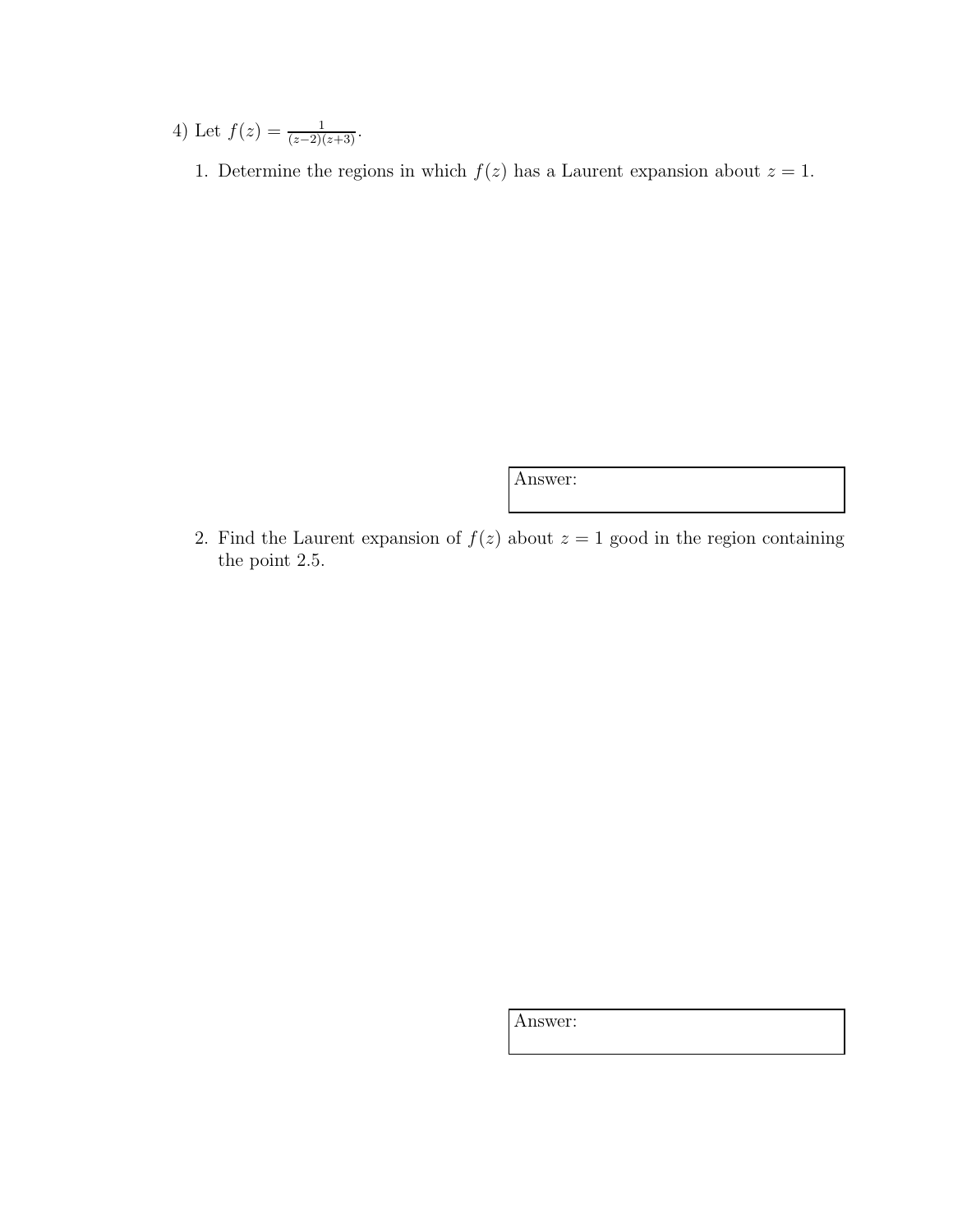4) Let $f(z) = \frac{1}{(z-2)(z+3)}$.

1. Determine the regions in which $f(z)$ has a Laurent expansion about $z = 1$.

Answer:

2. Find the Laurent expansion of $f(z)$ about $z = 1$ good in the region containing the point 2.5.

Answer: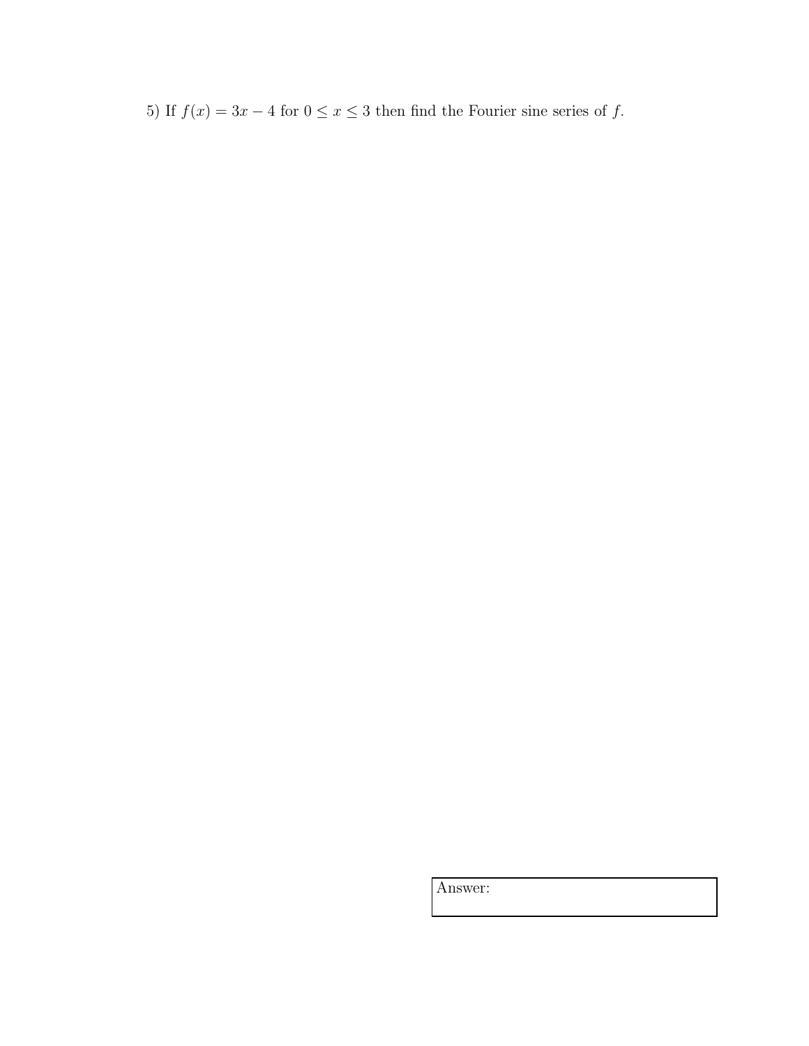5) If $f(x) = 3x - 4$ for $0 \leq x \leq 3$ then find the Fourier sine series of $f$.

Answer: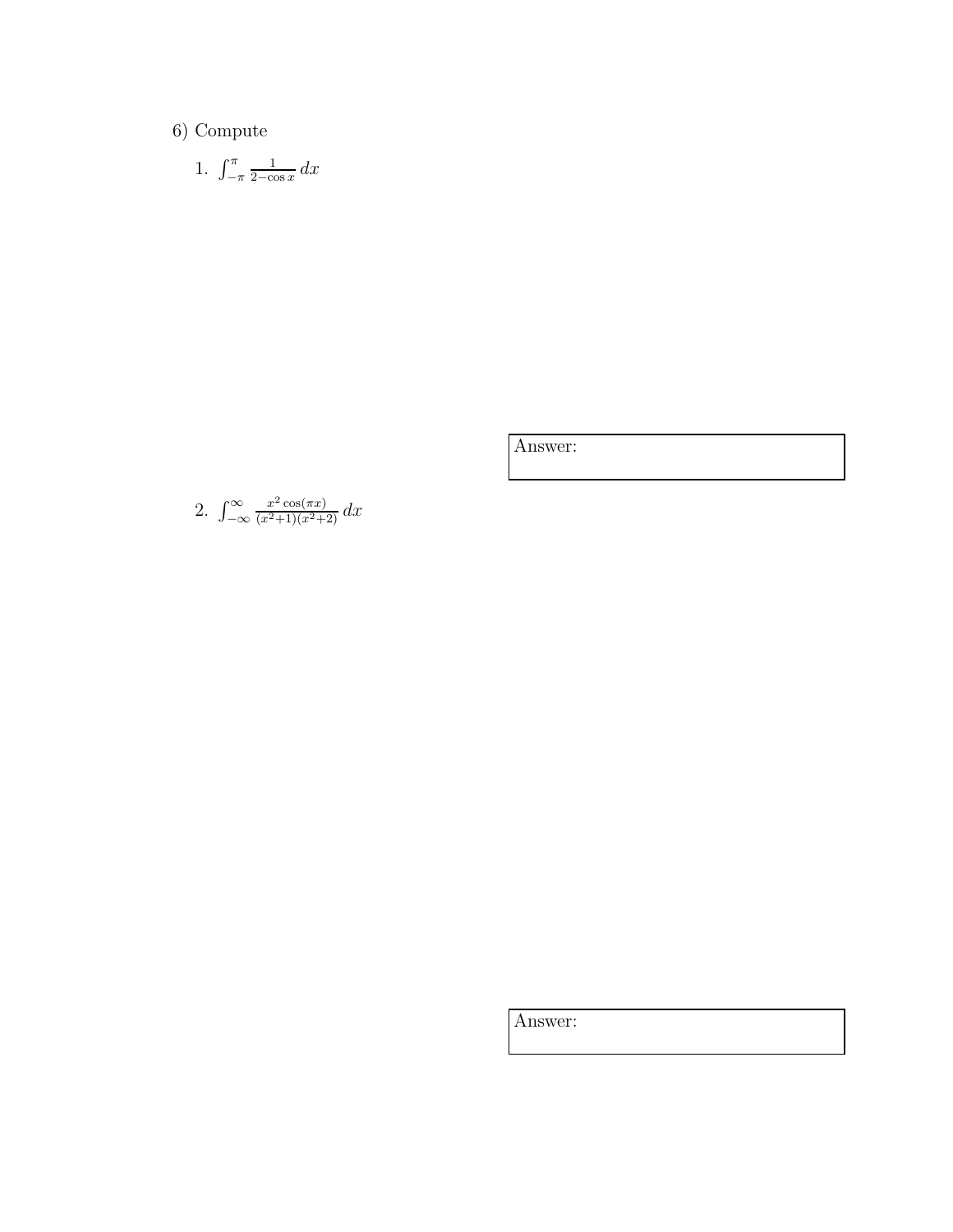6) Compute

1. $\int_{-\pi}^{\pi} \frac{1}{2-\cos x}\,dx$

Answer:

2. $\int_{-\infty}^{\infty} \frac{x^2\cos(\pi x)}{(x^2+1)(x^2+2)}\,dx$

Answer: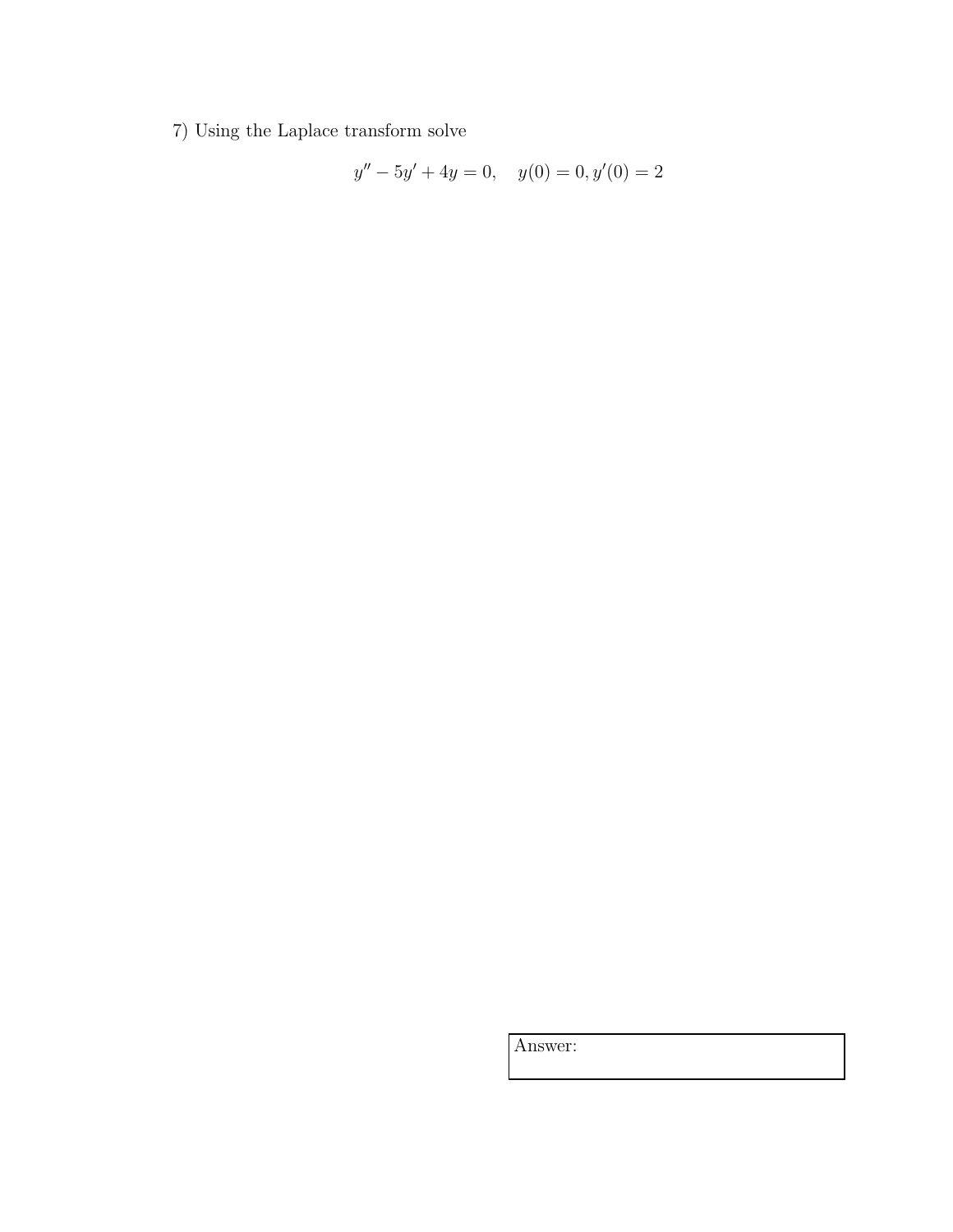7) Using the Laplace transform solve

$$y'' - 5y' + 4y = 0, \quad y(0) = 0, y'(0) = 2$$

Answer: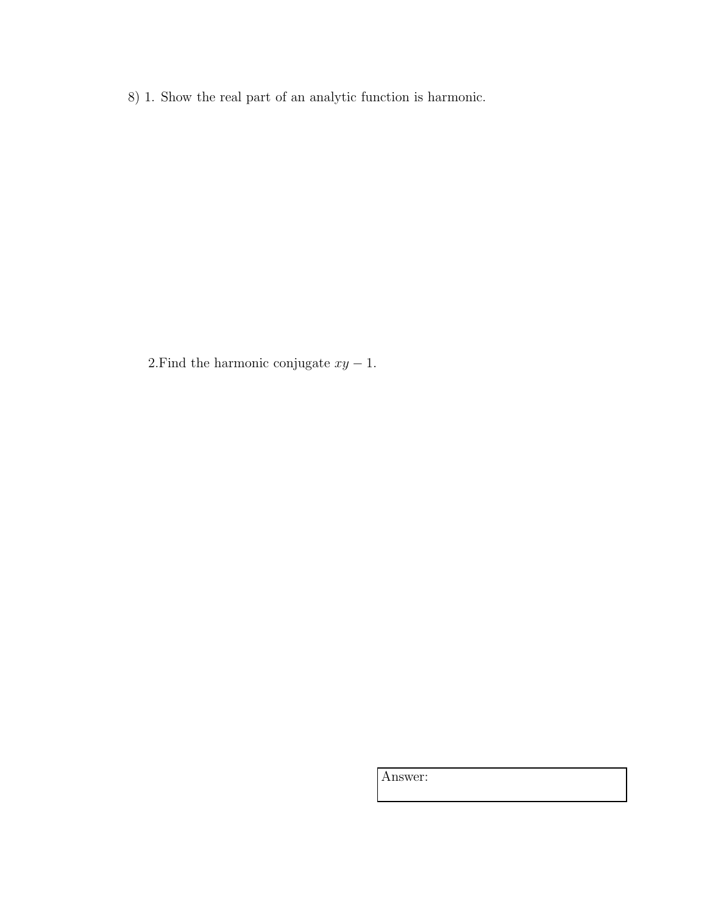8) 1. Show the real part of an analytic function is harmonic.

2.Find the harmonic conjugate $xy - 1$.

Answer: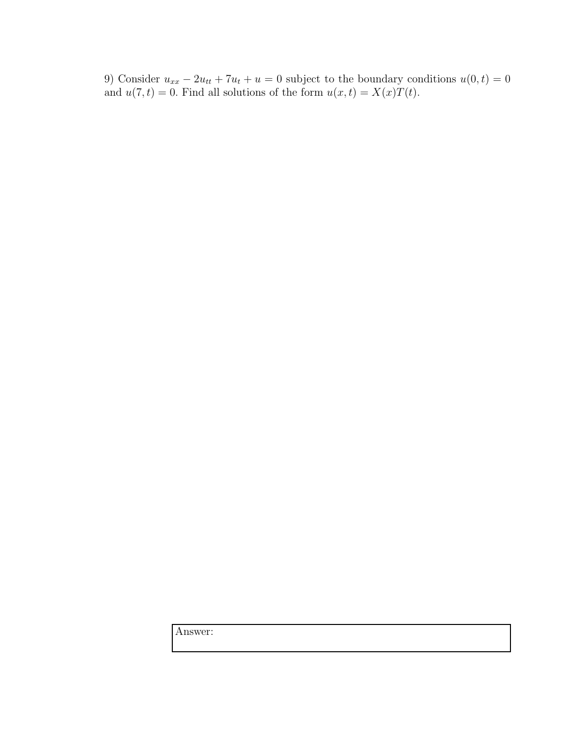9) Consider $u_{xx} - 2u_{tt} + 7u_t + u = 0$ subject to the boundary conditions $u(0, t) = 0$ and $u(7, t) = 0$. Find all solutions of the form $u(x, t) = X(x)T(t)$.

Answer: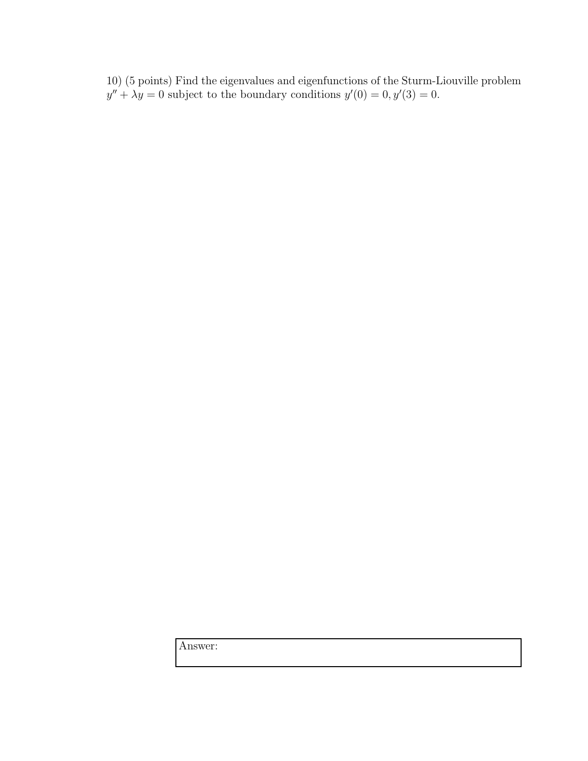10) (5 points) Find the eigenvalues and eigenfunctions of the Sturm-Liouville problem $y'' + \lambda y = 0$ subject to the boundary conditions $y'(0) = 0, y'(3) = 0$.

Answer: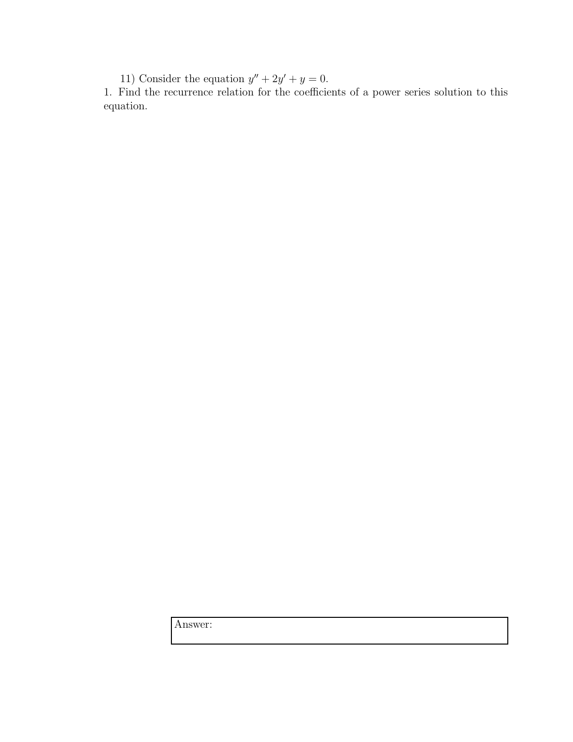11) Consider the equation $y'' + 2y' + y = 0$.

1. Find the recurrence relation for the coefficients of a power series solution to this equation.

Answer: